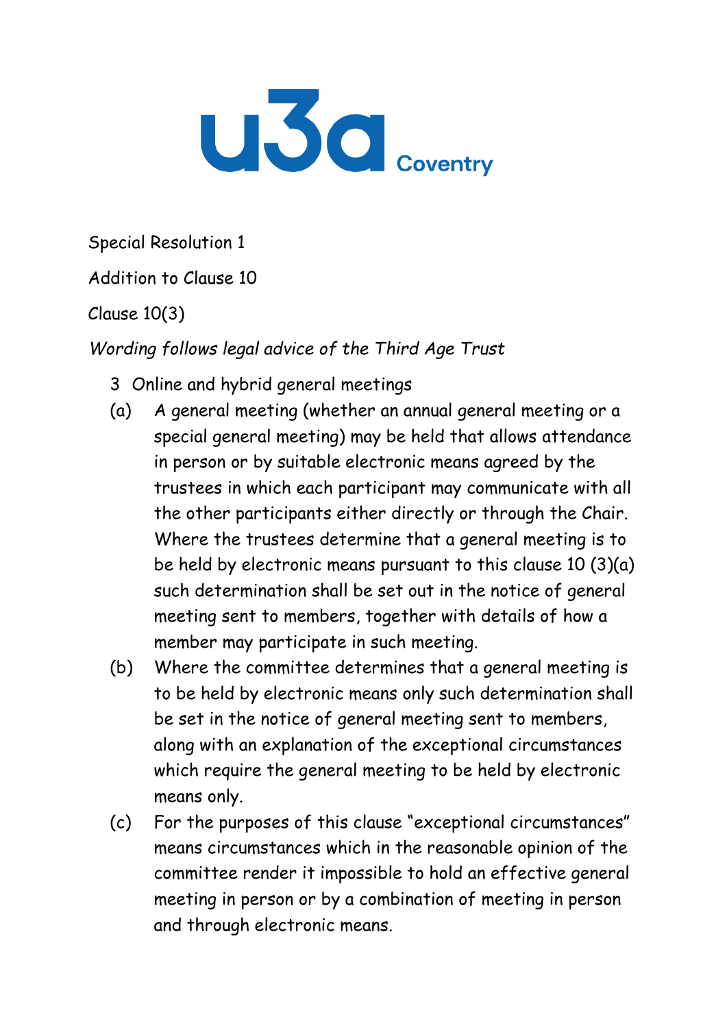u3a Coventry

Special Resolution 1

Addition to Clause 10

Clause 10(3)

*Wording follows legal advice of the Third Age Trust*

3 Online and hybrid general meetings

(a) A general meeting (whether an annual general meeting or a special general meeting) may be held that allows attendance in person or by suitable electronic means agreed by the trustees in which each participant may communicate with all the other participants either directly or through the Chair. Where the trustees determine that a general meeting is to be held by electronic means pursuant to this clause 10 (3)(a) such determination shall be set out in the notice of general meeting sent to members, together with details of how a member may participate in such meeting.

(b) Where the committee determines that a general meeting is to be held by electronic means only such determination shall be set in the notice of general meeting sent to members, along with an explanation of the exceptional circumstances which require the general meeting to be held by electronic means only.

(c) For the purposes of this clause "exceptional circumstances" means circumstances which in the reasonable opinion of the committee render it impossible to hold an effective general meeting in person or by a combination of meeting in person and through electronic means.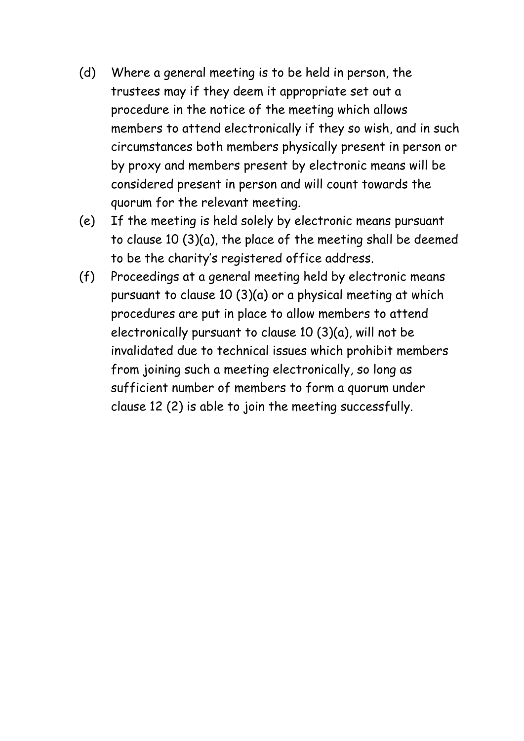(d) Where a general meeting is to be held in person, the trustees may if they deem it appropriate set out a procedure in the notice of the meeting which allows members to attend electronically if they so wish, and in such circumstances both members physically present in person or by proxy and members present by electronic means will be considered present in person and will count towards the quorum for the relevant meeting.

(e) If the meeting is held solely by electronic means pursuant to clause 10 (3)(a), the place of the meeting shall be deemed to be the charity's registered office address.

(f) Proceedings at a general meeting held by electronic means pursuant to clause 10 (3)(a) or a physical meeting at which procedures are put in place to allow members to attend electronically pursuant to clause 10 (3)(a), will not be invalidated due to technical issues which prohibit members from joining such a meeting electronically, so long as sufficient number of members to form a quorum under clause 12 (2) is able to join the meeting successfully.